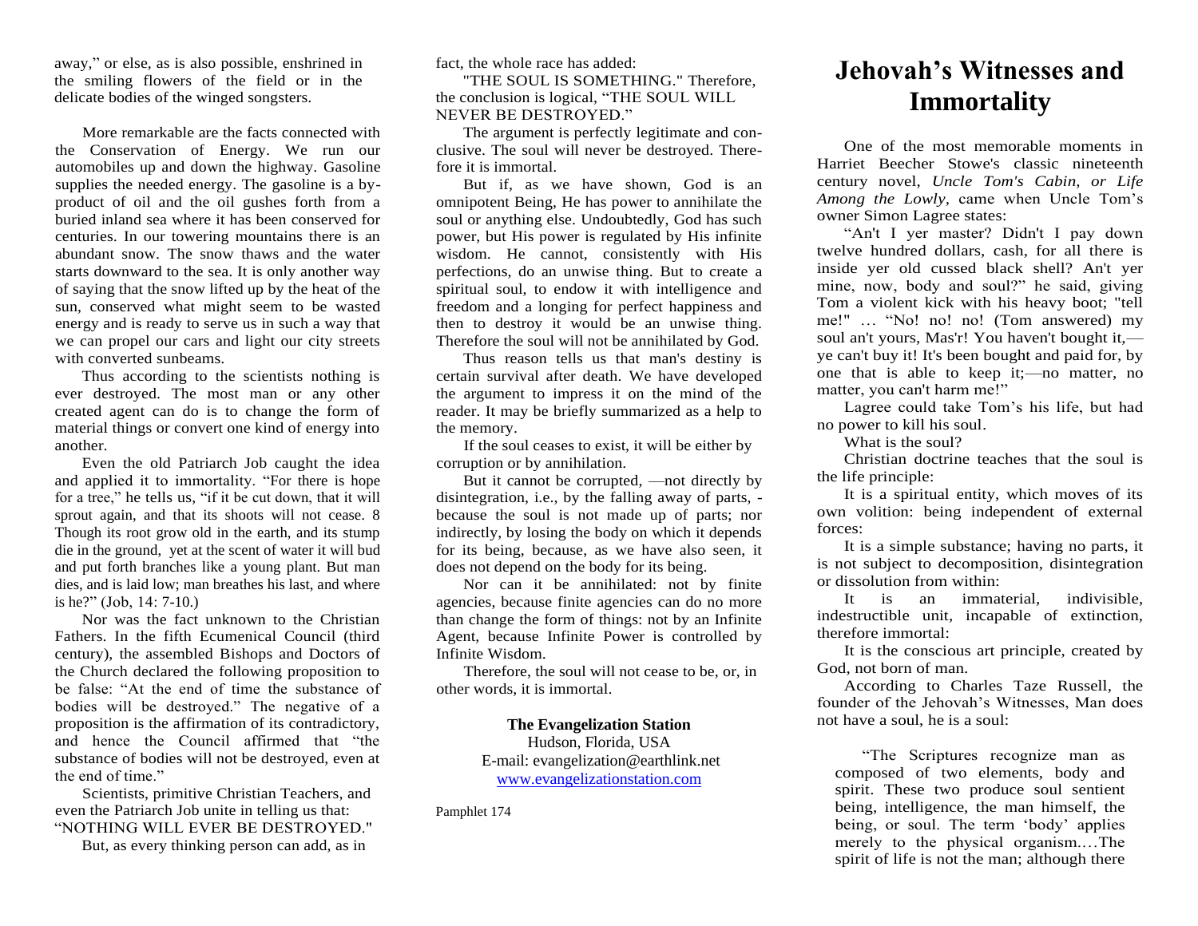away," or else, as is also possible, enshrined in the smiling flowers of the field or in the delicate bodies of the winged songsters.

More remarkable are the facts connected with the Conservation of Energy. We run our automobiles up and down the highway. Gasoline supplies the needed energy. The gasoline is a by-product of oil and the oil gushes forth from a buried inland sea where it has been conserved for centuries. In our towering mountains there is an abundant snow. The snow thaws and the water starts downward to the sea. It is only another way of saying that the snow lifted up by the heat of the sun, conserved what might seem to be wasted energy and is ready to serve us in such a way that we can propel our cars and light our city streets with converted sunbeams.

Thus according to the scientists nothing is ever destroyed. The most man or any other created agent can do is to change the form of material things or convert one kind of energy into another.

Even the old Patriarch Job caught the idea and applied it to immortality. "For there is hope for a tree," he tells us, "if it be cut down, that it will sprout again, and that its shoots will not cease. 8 Though its root grow old in the earth, and its stump die in the ground, yet at the scent of water it will bud and put forth branches like a young plant. But man dies, and is laid low; man breathes his last, and where is he?" (Job, 14: 7-10.)

Nor was the fact unknown to the Christian Fathers. In the fifth Ecumenical Council (third century), the assembled Bishops and Doctors of the Church declared the following proposition to be false: "At the end of time the substance of bodies will be destroyed." The negative of a proposition is the affirmation of its contradictory, and hence the Council affirmed that "the substance of bodies will not be destroyed, even at the end of time."

Scientists, primitive Christian Teachers, and even the Patriarch Job unite in telling us that: "NOTHING WILL EVER BE DESTROYED."

But, as every thinking person can add, as in fact, the whole race has added:

"THE SOUL IS SOMETHING." Therefore, the conclusion is logical, "THE SOUL WILL NEVER BE DESTROYED."

The argument is perfectly legitimate and conclusive. The soul will never be destroyed. Therefore it is immortal.

But if, as we have shown, God is an omnipotent Being, He has power to annihilate the soul or anything else. Undoubtedly, God has such power, but His power is regulated by His infinite wisdom. He cannot, consistently with His perfections, do an unwise thing. But to create a spiritual soul, to endow it with intelligence and freedom and a longing for perfect happiness and then to destroy it would be an unwise thing. Therefore the soul will not be annihilated by God.

Thus reason tells us that man's destiny is certain survival after death. We have developed the argument to impress it on the mind of the reader. It may be briefly summarized as a help to the memory.

If the soul ceases to exist, it will be either by corruption or by annihilation.

But it cannot be corrupted, —not directly by disintegration, i.e., by the falling away of parts, -because the soul is not made up of parts; nor indirectly, by losing the body on which it depends for its being, because, as we have also seen, it does not depend on the body for its being.

Nor can it be annihilated: not by finite agencies, because finite agencies can do no more than change the form of things: not by an Infinite Agent, because Infinite Power is controlled by Infinite Wisdom.

Therefore, the soul will not cease to be, or, in other words, it is immortal.

**The Evangelization Station**
Hudson, Florida, USA
E-mail: evangelization@earthlink.net
www.evangelizationstation.com

Pamphlet 174

# Jehovah's Witnesses and Immortality

One of the most memorable moments in Harriet Beecher Stowe's classic nineteenth century novel, *Uncle Tom's Cabin, or Life Among the Lowly*, came when Uncle Tom's owner Simon Lagree states:

"An't I yer master? Didn't I pay down twelve hundred dollars, cash, for all there is inside yer old cussed black shell? An't yer mine, now, body and soul?" he said, giving Tom a violent kick with his heavy boot; "tell me!" … "No! no! no! (Tom answered) my soul an't yours, Mas'r! You haven't bought it,—ye can't buy it! It's been bought and paid for, by one that is able to keep it;—no matter, no matter, you can't harm me!"

Lagree could take Tom's his life, but had no power to kill his soul.

What is the soul?

Christian doctrine teaches that the soul is the life principle:

It is a spiritual entity, which moves of its own volition: being independent of external forces:

It is a simple substance; having no parts, it is not subject to decomposition, disintegration or dissolution from within:

It is an immaterial, indivisible, indestructible unit, incapable of extinction, therefore immortal:

It is the conscious art principle, created by God, not born of man.

According to Charles Taze Russell, the founder of the Jehovah's Witnesses, Man does not have a soul, he is a soul:

> "The Scriptures recognize man as composed of two elements, body and spirit. These two produce soul sentient being, intelligence, the man himself, the being, or soul. The term 'body' applies merely to the physical organism.…The spirit of life is not the man; although there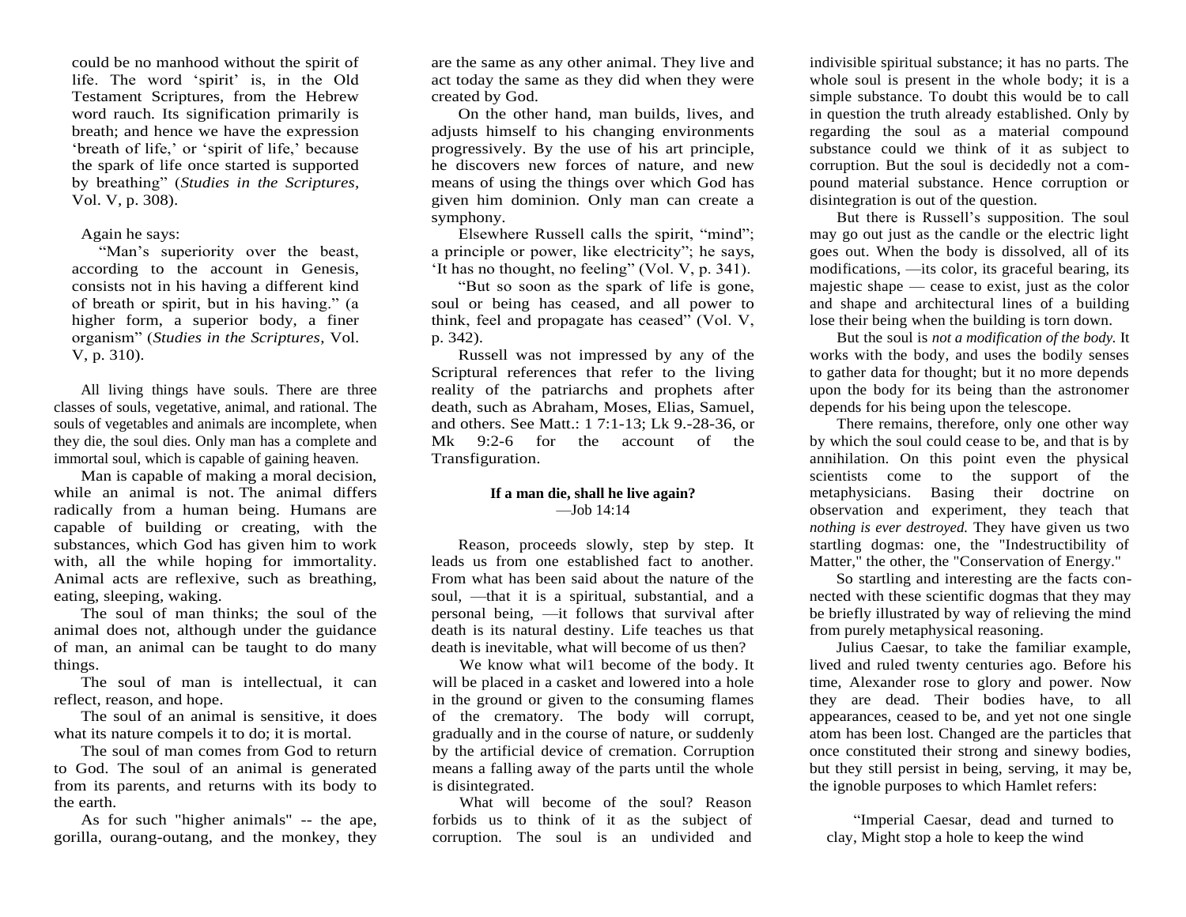could be no manhood without the spirit of life. The word 'spirit' is, in the Old Testament Scriptures, from the Hebrew word rauch. Its signification primarily is breath; and hence we have the expression 'breath of life,' or 'spirit of life,' because the spark of life once started is supported by breathing" (*Studies in the Scriptures*, Vol. V, p. 308).

Again he says:

> "Man's superiority over the beast, according to the account in Genesis, consists not in his having a different kind of breath or spirit, but in his having." (a higher form, a superior body, a finer organism" (*Studies in the Scriptures*, Vol. V, p. 310).

All living things have souls. There are three classes of souls, vegetative, animal, and rational. The souls of vegetables and animals are incomplete, when they die, the soul dies. Only man has a complete and immortal soul, which is capable of gaining heaven.

Man is capable of making a moral decision, while an animal is not. The animal differs radically from a human being. Humans are capable of building or creating, with the substances, which God has given him to work with, all the while hoping for immortality. Animal acts are reflexive, such as breathing, eating, sleeping, waking.

The soul of man thinks; the soul of the animal does not, although under the guidance of man, an animal can be taught to do many things.

The soul of man is intellectual, it can reflect, reason, and hope.

The soul of an animal is sensitive, it does what its nature compels it to do; it is mortal.

The soul of man comes from God to return to God. The soul of an animal is generated from its parents, and returns with its body to the earth.

As for such "higher animals" -- the ape, gorilla, ourang-outang, and the monkey, they are the same as any other animal. They live and act today the same as they did when they were created by God.

On the other hand, man builds, lives, and adjusts himself to his changing environments progressively. By the use of his art principle, he discovers new forces of nature, and new means of using the things over which God has given him dominion. Only man can create a symphony.

Elsewhere Russell calls the spirit, "mind"; a principle or power, like electricity"; he says, 'It has no thought, no feeling" (Vol. V, p. 341).

"But so soon as the spark of life is gone, soul or being has ceased, and all power to think, feel and propagate has ceased" (Vol. V, p. 342).

Russell was not impressed by any of the Scriptural references that refer to the living reality of the patriarchs and prophets after death, such as Abraham, Moses, Elias, Samuel, and others. See Matt.: 1 7:1-13; Lk 9.-28-36, or Mk 9:2-6 for the account of the Transfiguration.

**If a man die, shall he live again?**
—Job 14:14

Reason, proceeds slowly, step by step. It leads us from one established fact to another. From what has been said about the nature of the soul, —that it is a spiritual, substantial, and a personal being, —it follows that survival after death is its natural destiny. Life teaches us that death is inevitable, what will become of us then?

We know what wil1 become of the body. It will be placed in a casket and lowered into a hole in the ground or given to the consuming flames of the crematory. The body will corrupt, gradually and in the course of nature, or suddenly by the artificial device of cremation. Corruption means a falling away of the parts until the whole is disintegrated.

What will become of the soul? Reason forbids us to think of it as the subject of corruption. The soul is an undivided and indivisible spiritual substance; it has no parts. The whole soul is present in the whole body; it is a simple substance. To doubt this would be to call in question the truth already established. Only by regarding the soul as a material compound substance could we think of it as subject to corruption. But the soul is decidedly not a compound material substance. Hence corruption or disintegration is out of the question.

But there is Russell's supposition. The soul may go out just as the candle or the electric light goes out. When the body is dissolved, all of its modifications, —its color, its graceful bearing, its majestic shape — cease to exist, just as the color and shape and architectural lines of a building lose their being when the building is torn down.

But the soul is *not a modification of the body.* It works with the body, and uses the bodily senses to gather data for thought; but it no more depends upon the body for its being than the astronomer depends for his being upon the telescope.

There remains, therefore, only one other way by which the soul could cease to be, and that is by annihilation. On this point even the physical scientists come to the support of the metaphysicians. Basing their doctrine on observation and experiment, they teach that *nothing is ever destroyed.* They have given us two startling dogmas: one, the "Indestructibility of Matter," the other, the "Conservation of Energy."

So startling and interesting are the facts connected with these scientific dogmas that they may be briefly illustrated by way of relieving the mind from purely metaphysical reasoning.

Julius Caesar, to take the familiar example, lived and ruled twenty centuries ago. Before his time, Alexander rose to glory and power. Now they are dead. Their bodies have, to all appearances, ceased to be, and yet not one single atom has been lost. Changed are the particles that once constituted their strong and sinewy bodies, but they still persist in being, serving, it may be, the ignoble purposes to which Hamlet refers:

> "Imperial Caesar, dead and turned to clay, Might stop a hole to keep the wind